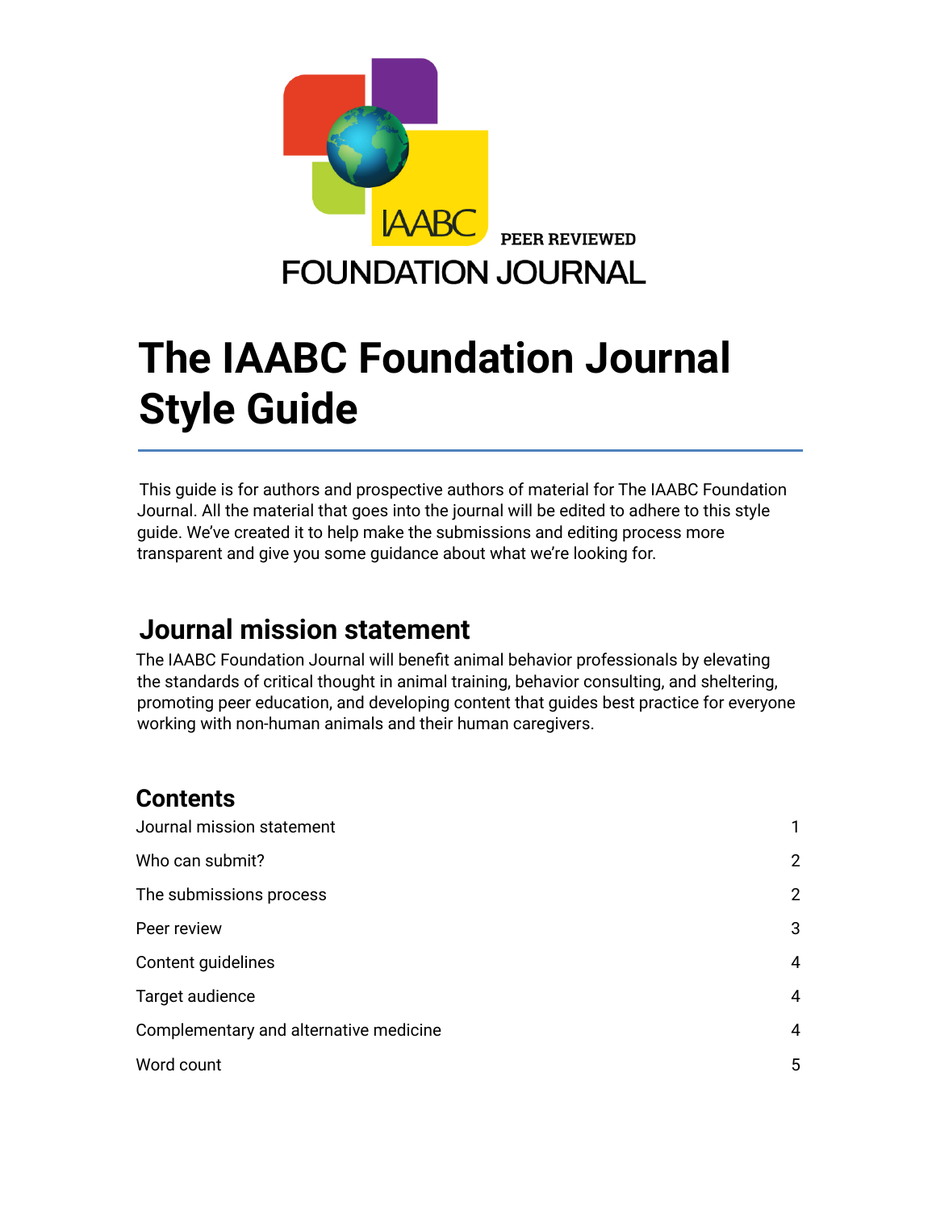IAABC PEER REVIEWED FOUNDATION JOURNAL

# The IAABC Foundation Journal Style Guide

This guide is for authors and prospective authors of material for The IAABC Foundation Journal. All the material that goes into the journal will be edited to adhere to this style guide. We've created it to help make the submissions and editing process more transparent and give you some guidance about what we're looking for.

## Journal mission statement

The IAABC Foundation Journal will benefit animal behavior professionals by elevating the standards of critical thought in animal training, behavior consulting, and sheltering, promoting peer education, and developing content that guides best practice for everyone working with non-human animals and their human caregivers.

### Contents

| | |
|---|---|
| Journal mission statement | 1 |
| Who can submit? | 2 |
| The submissions process | 2 |
| Peer review | 3 |
| Content guidelines | 4 |
| Target audience | 4 |
| Complementary and alternative medicine | 4 |
| Word count | 5 |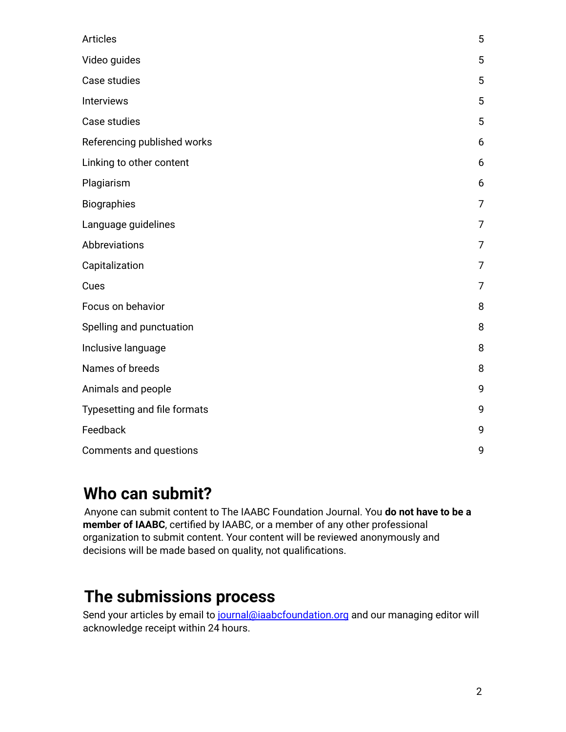| | |
|---|---|
| Articles | 5 |
| Video guides | 5 |
| Case studies | 5 |
| Interviews | 5 |
| Case studies | 5 |
| Referencing published works | 6 |
| Linking to other content | 6 |
| Plagiarism | 6 |
| Biographies | 7 |
| Language guidelines | 7 |
| Abbreviations | 7 |
| Capitalization | 7 |
| Cues | 7 |
| Focus on behavior | 8 |
| Spelling and punctuation | 8 |
| Inclusive language | 8 |
| Names of breeds | 8 |
| Animals and people | 9 |
| Typesetting and file formats | 9 |
| Feedback | 9 |
| Comments and questions | 9 |

# Who can submit?

Anyone can submit content to The IAABC Foundation Journal. You **do not have to be a member of IAABC**, certified by IAABC, or a member of any other professional organization to submit content. Your content will be reviewed anonymously and decisions will be made based on quality, not qualifications.

# The submissions process

Send your articles by email to journal@iaabcfoundation.org and our managing editor will acknowledge receipt within 24 hours.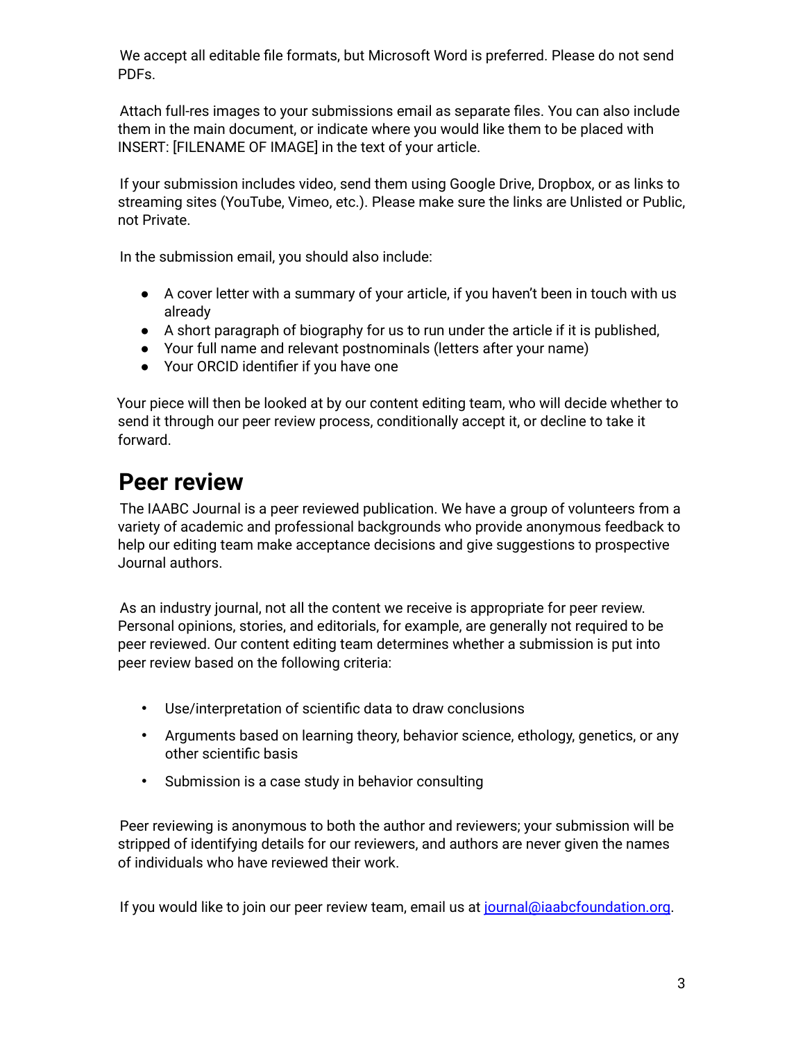We accept all editable file formats, but Microsoft Word is preferred. Please do not send PDFs.

Attach full-res images to your submissions email as separate files. You can also include them in the main document, or indicate where you would like them to be placed with INSERT: [FILENAME OF IMAGE] in the text of your article.

If your submission includes video, send them using Google Drive, Dropbox, or as links to streaming sites (YouTube, Vimeo, etc.). Please make sure the links are Unlisted or Public, not Private.

In the submission email, you should also include:

- A cover letter with a summary of your article, if you haven't been in touch with us already
- A short paragraph of biography for us to run under the article if it is published,
- Your full name and relevant postnominals (letters after your name)
- Your ORCID identifier if you have one

Your piece will then be looked at by our content editing team, who will decide whether to send it through our peer review process, conditionally accept it, or decline to take it forward.

# Peer review

The IAABC Journal is a peer reviewed publication. We have a group of volunteers from a variety of academic and professional backgrounds who provide anonymous feedback to help our editing team make acceptance decisions and give suggestions to prospective Journal authors.

As an industry journal, not all the content we receive is appropriate for peer review. Personal opinions, stories, and editorials, for example, are generally not required to be peer reviewed. Our content editing team determines whether a submission is put into peer review based on the following criteria:

- Use/interpretation of scientific data to draw conclusions
- Arguments based on learning theory, behavior science, ethology, genetics, or any other scientific basis
- Submission is a case study in behavior consulting

Peer reviewing is anonymous to both the author and reviewers; your submission will be stripped of identifying details for our reviewers, and authors are never given the names of individuals who have reviewed their work.

If you would like to join our peer review team, email us at journal@iaabcfoundation.org.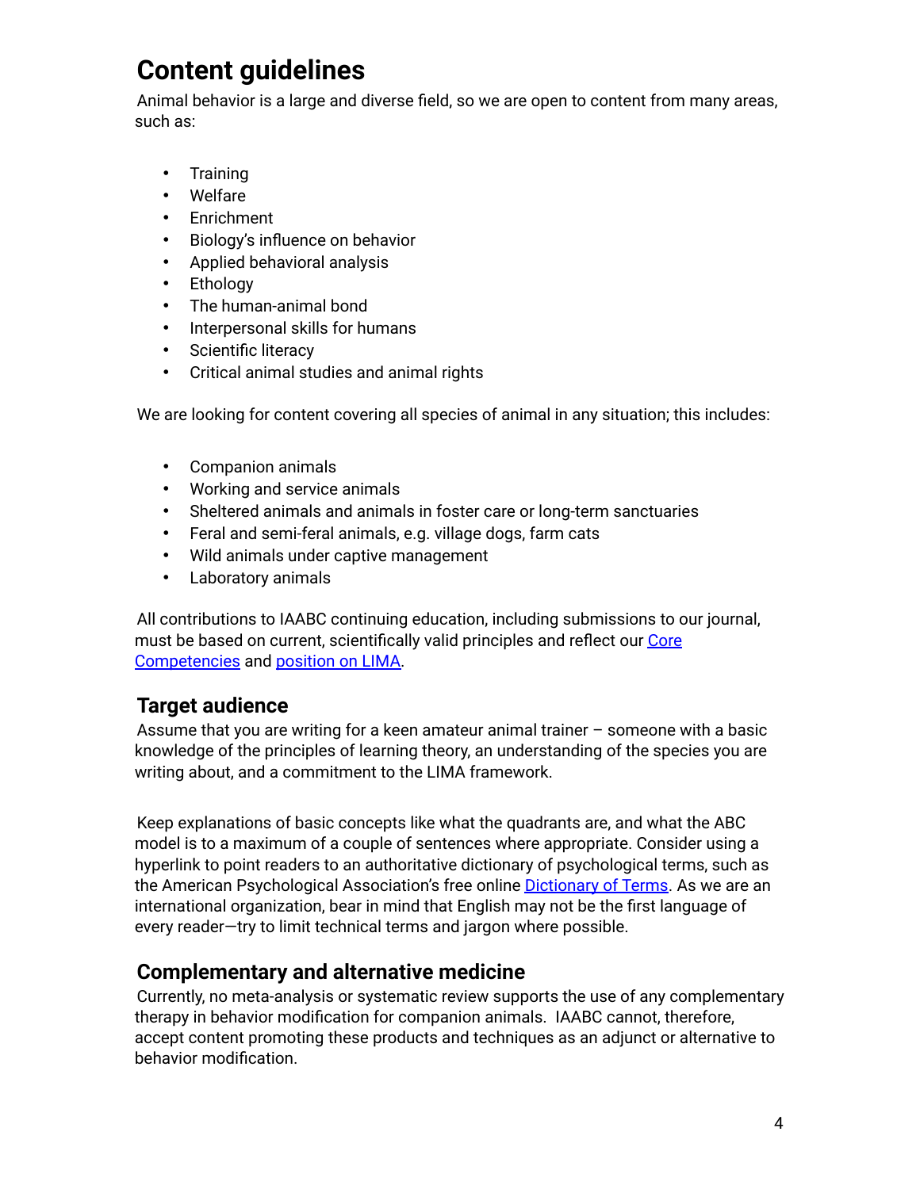# Content guidelines

Animal behavior is a large and diverse field, so we are open to content from many areas, such as:

- Training
- Welfare
- Enrichment
- Biology's influence on behavior
- Applied behavioral analysis
- Ethology
- The human-animal bond
- Interpersonal skills for humans
- Scientific literacy
- Critical animal studies and animal rights

We are looking for content covering all species of animal in any situation; this includes:

- Companion animals
- Working and service animals
- Sheltered animals and animals in foster care or long-term sanctuaries
- Feral and semi-feral animals, e.g. village dogs, farm cats
- Wild animals under captive management
- Laboratory animals

All contributions to IAABC continuing education, including submissions to our journal, must be based on current, scientifically valid principles and reflect our [Core Competencies]() and [position on LIMA]().

## Target audience

Assume that you are writing for a keen amateur animal trainer – someone with a basic knowledge of the principles of learning theory, an understanding of the species you are writing about, and a commitment to the LIMA framework.

Keep explanations of basic concepts like what the quadrants are, and what the ABC model is to a maximum of a couple of sentences where appropriate. Consider using a hyperlink to point readers to an authoritative dictionary of psychological terms, such as the American Psychological Association's free online [Dictionary of Terms](). As we are an international organization, bear in mind that English may not be the first language of every reader—try to limit technical terms and jargon where possible.

## Complementary and alternative medicine

Currently, no meta-analysis or systematic review supports the use of any complementary therapy in behavior modification for companion animals. IAABC cannot, therefore, accept content promoting these products and techniques as an adjunct or alternative to behavior modification.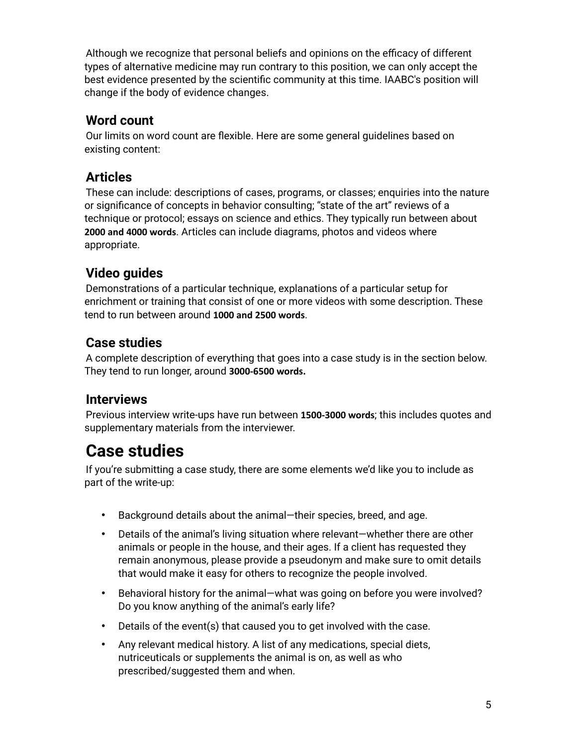Although we recognize that personal beliefs and opinions on the efficacy of different types of alternative medicine may run contrary to this position, we can only accept the best evidence presented by the scientific community at this time. IAABC's position will change if the body of evidence changes.

## Word count

Our limits on word count are flexible. Here are some general guidelines based on existing content:

## Articles

These can include: descriptions of cases, programs, or classes; enquiries into the nature or significance of concepts in behavior consulting; "state of the art" reviews of a technique or protocol; essays on science and ethics. They typically run between about **2000 and 4000 words**. Articles can include diagrams, photos and videos where appropriate.

## Video guides

Demonstrations of a particular technique, explanations of a particular setup for enrichment or training that consist of one or more videos with some description. These tend to run between around **1000 and 2500 words**.

## Case studies

A complete description of everything that goes into a case study is in the section below. They tend to run longer, around **3000-6500 words.**

## Interviews

Previous interview write-ups have run between **1500-3000 words**; this includes quotes and supplementary materials from the interviewer.

# Case studies

If you're submitting a case study, there are some elements we'd like you to include as part of the write-up:

- Background details about the animal—their species, breed, and age.
- Details of the animal's living situation where relevant—whether there are other animals or people in the house, and their ages. If a client has requested they remain anonymous, please provide a pseudonym and make sure to omit details that would make it easy for others to recognize the people involved.
- Behavioral history for the animal—what was going on before you were involved? Do you know anything of the animal's early life?
- Details of the event(s) that caused you to get involved with the case.
- Any relevant medical history. A list of any medications, special diets, nutriceuticals or supplements the animal is on, as well as who prescribed/suggested them and when.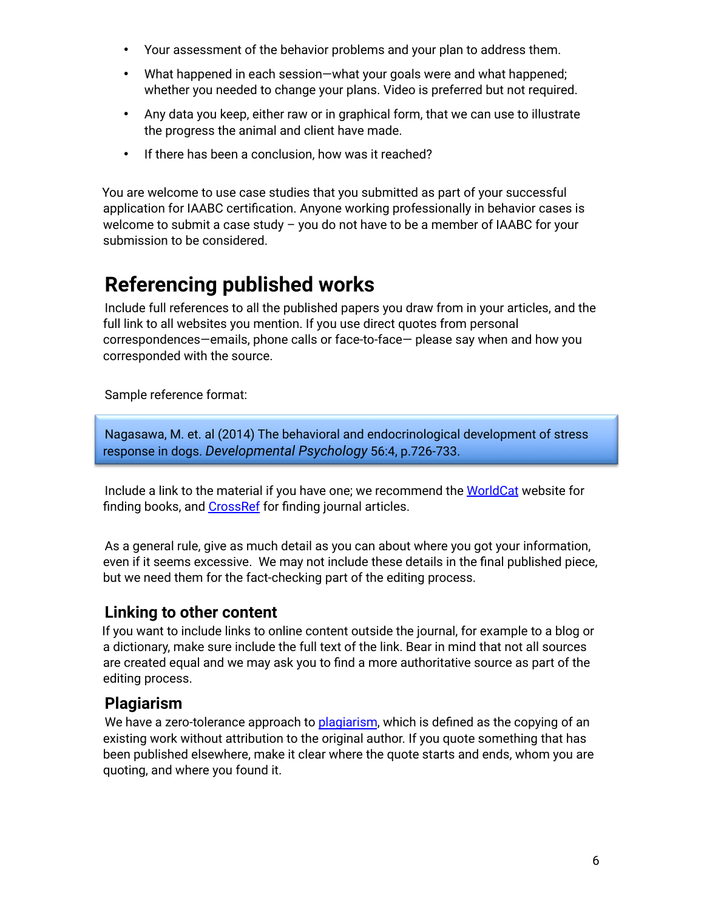- Your assessment of the behavior problems and your plan to address them.
- What happened in each session—what your goals were and what happened; whether you needed to change your plans. Video is preferred but not required.
- Any data you keep, either raw or in graphical form, that we can use to illustrate the progress the animal and client have made.
- If there has been a conclusion, how was it reached?

You are welcome to use case studies that you submitted as part of your successful application for IAABC certification. Anyone working professionally in behavior cases is welcome to submit a case study – you do not have to be a member of IAABC for your submission to be considered.

# Referencing published works

Include full references to all the published papers you draw from in your articles, and the full link to all websites you mention. If you use direct quotes from personal correspondences—emails, phone calls or face-to-face— please say when and how you corresponded with the source.

Sample reference format:

> Nagasawa, M. et. al (2014) The behavioral and endocrinological development of stress response in dogs. *Developmental Psychology* 56:4, p.726-733.

Include a link to the material if you have one; we recommend the WorldCat website for finding books, and CrossRef for finding journal articles.

As a general rule, give as much detail as you can about where you got your information, even if it seems excessive. We may not include these details in the final published piece, but we need them for the fact-checking part of the editing process.

## Linking to other content

If you want to include links to online content outside the journal, for example to a blog or a dictionary, make sure include the full text of the link. Bear in mind that not all sources are created equal and we may ask you to find a more authoritative source as part of the editing process.

## Plagiarism

We have a zero-tolerance approach to plagiarism, which is defined as the copying of an existing work without attribution to the original author. If you quote something that has been published elsewhere, make it clear where the quote starts and ends, whom you are quoting, and where you found it.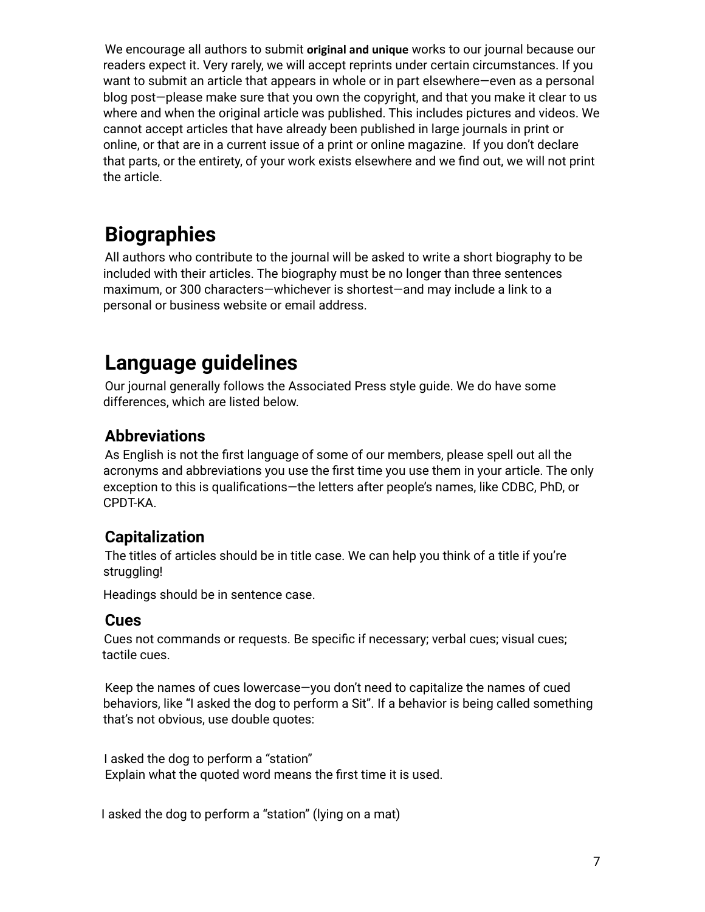We encourage all authors to submit **original and unique** works to our journal because our readers expect it. Very rarely, we will accept reprints under certain circumstances. If you want to submit an article that appears in whole or in part elsewhere—even as a personal blog post—please make sure that you own the copyright, and that you make it clear to us where and when the original article was published. This includes pictures and videos. We cannot accept articles that have already been published in large journals in print or online, or that are in a current issue of a print or online magazine. If you don't declare that parts, or the entirety, of your work exists elsewhere and we find out, we will not print the article.

# Biographies

All authors who contribute to the journal will be asked to write a short biography to be included with their articles. The biography must be no longer than three sentences maximum, or 300 characters—whichever is shortest—and may include a link to a personal or business website or email address.

# Language guidelines

Our journal generally follows the Associated Press style guide. We do have some differences, which are listed below.

## Abbreviations

As English is not the first language of some of our members, please spell out all the acronyms and abbreviations you use the first time you use them in your article. The only exception to this is qualifications—the letters after people's names, like CDBC, PhD, or CPDT-KA.

## Capitalization

The titles of articles should be in title case. We can help you think of a title if you're struggling!

Headings should be in sentence case.

## Cues

Cues not commands or requests. Be specific if necessary; verbal cues; visual cues; tactile cues.

Keep the names of cues lowercase—you don't need to capitalize the names of cued behaviors, like "I asked the dog to perform a Sit". If a behavior is being called something that's not obvious, use double quotes:

I asked the dog to perform a "station"
Explain what the quoted word means the first time it is used.

I asked the dog to perform a "station" (lying on a mat)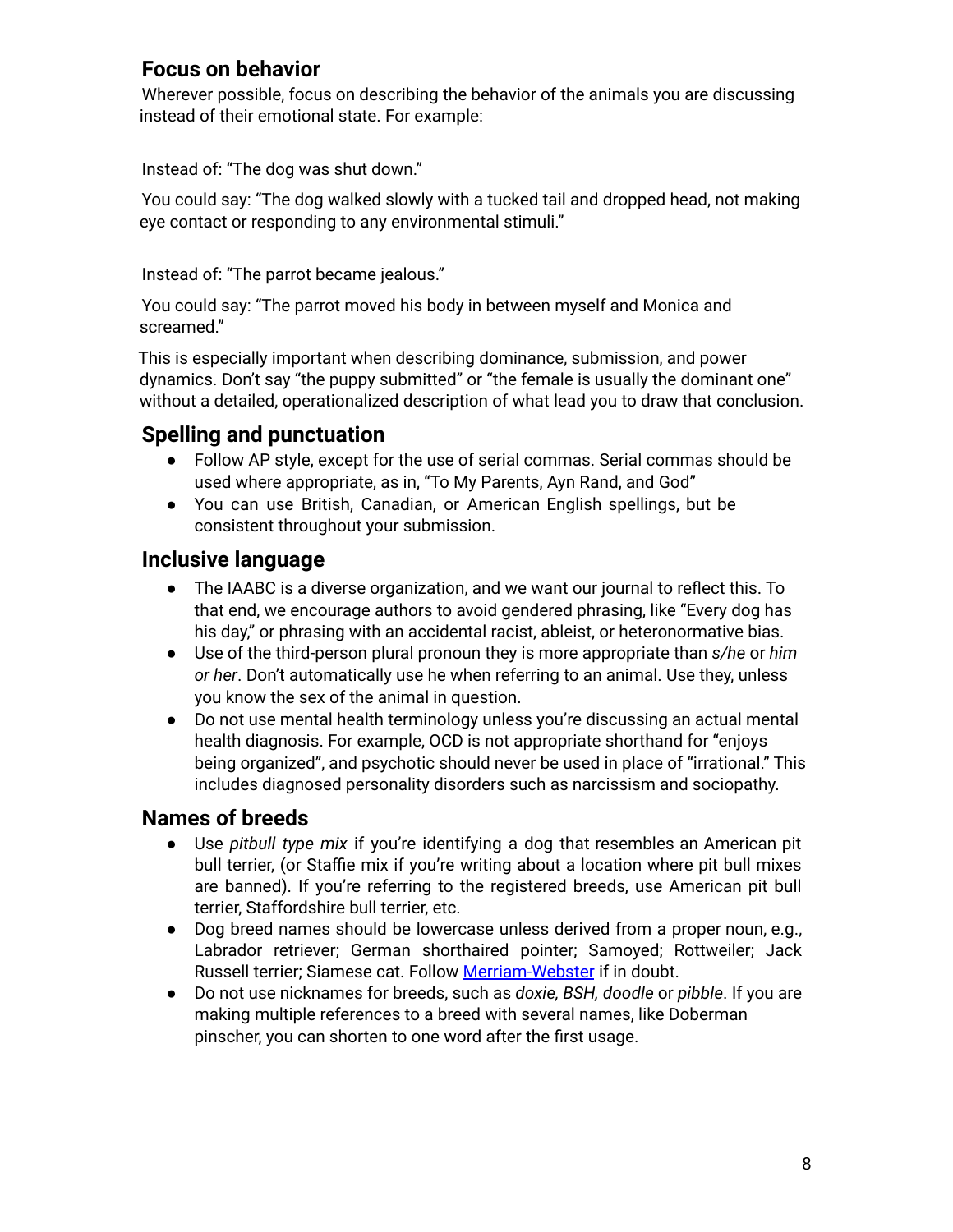## Focus on behavior

Wherever possible, focus on describing the behavior of the animals you are discussing instead of their emotional state. For example:

Instead of: "The dog was shut down."

You could say: "The dog walked slowly with a tucked tail and dropped head, not making eye contact or responding to any environmental stimuli."

Instead of: "The parrot became jealous."

You could say: "The parrot moved his body in between myself and Monica and screamed."

This is especially important when describing dominance, submission, and power dynamics. Don't say "the puppy submitted" or "the female is usually the dominant one" without a detailed, operationalized description of what lead you to draw that conclusion.

## Spelling and punctuation

- Follow AP style, except for the use of serial commas. Serial commas should be used where appropriate, as in, "To My Parents, Ayn Rand, and God"
- You can use British, Canadian, or American English spellings, but be consistent throughout your submission.

## Inclusive language

- The IAABC is a diverse organization, and we want our journal to reflect this. To that end, we encourage authors to avoid gendered phrasing, like "Every dog has his day," or phrasing with an accidental racist, ableist, or heteronormative bias.
- Use of the third-person plural pronoun they is more appropriate than *s/he* or *him or her*. Don't automatically use he when referring to an animal. Use they, unless you know the sex of the animal in question.
- Do not use mental health terminology unless you're discussing an actual mental health diagnosis. For example, OCD is not appropriate shorthand for "enjoys being organized", and psychotic should never be used in place of "irrational." This includes diagnosed personality disorders such as narcissism and sociopathy.

## Names of breeds

- Use *pitbull type mix* if you're identifying a dog that resembles an American pit bull terrier, (or Staffie mix if you're writing about a location where pit bull mixes are banned). If you're referring to the registered breeds, use American pit bull terrier, Staffordshire bull terrier, etc.
- Dog breed names should be lowercase unless derived from a proper noun, e.g., Labrador retriever; German shorthaired pointer; Samoyed; Rottweiler; Jack Russell terrier; Siamese cat. Follow [Merriam-Webster] if in doubt.
- Do not use nicknames for breeds, such as *doxie, BSH, doodle* or *pibble*. If you are making multiple references to a breed with several names, like Doberman pinscher, you can shorten to one word after the first usage.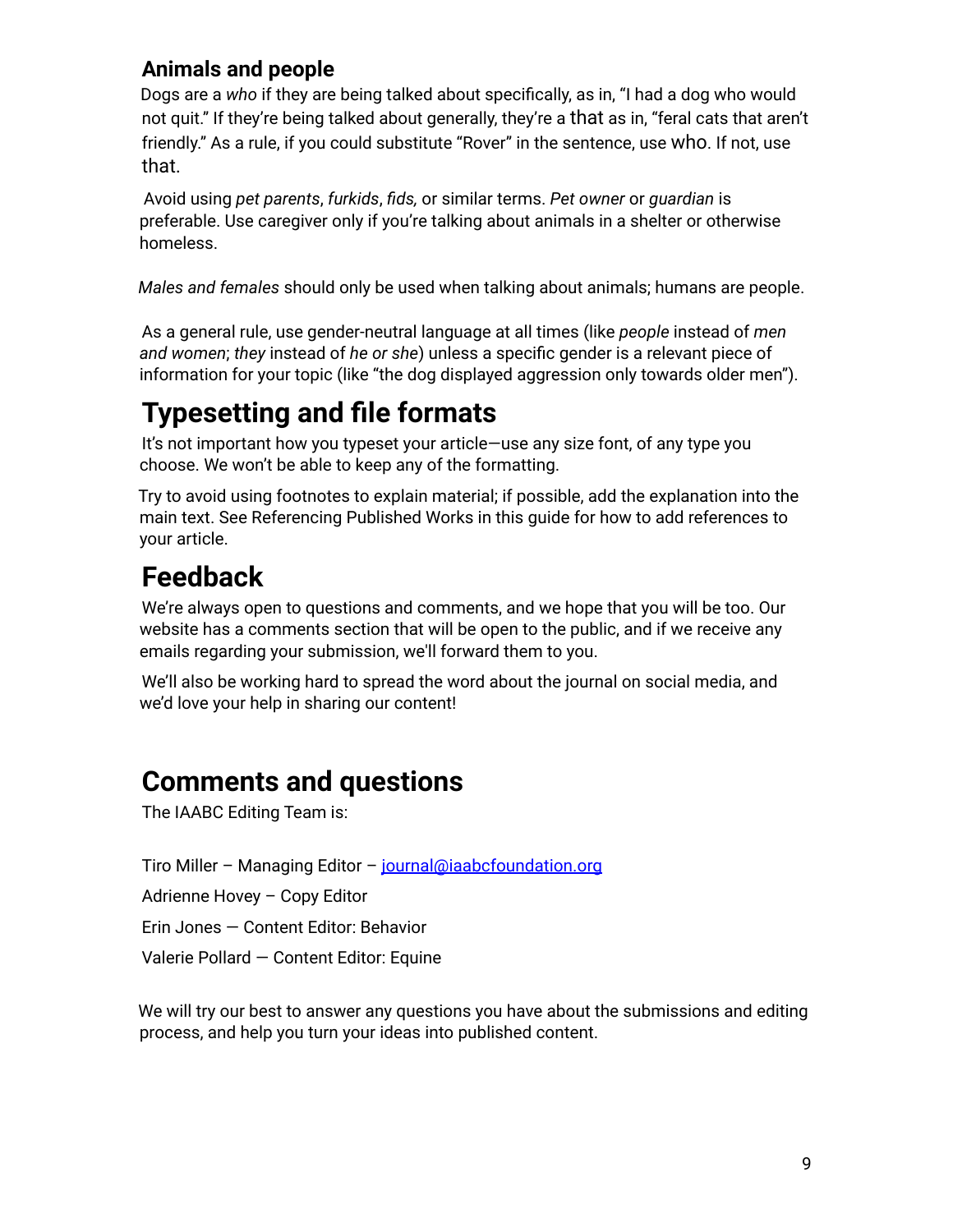### Animals and people

Dogs are a *who* if they are being talked about specifically, as in, "I had a dog who would not quit." If they're being talked about generally, they're a that as in, "feral cats that aren't friendly." As a rule, if you could substitute "Rover" in the sentence, use who. If not, use that.

Avoid using *pet parents*, *furkids*, *fids,* or similar terms. *Pet owner* or *guardian* is preferable. Use caregiver only if you're talking about animals in a shelter or otherwise homeless.

*Males and females* should only be used when talking about animals; humans are people.

As a general rule, use gender-neutral language at all times (like *people* instead of *men and women*; *they* instead of *he or she*) unless a specific gender is a relevant piece of information for your topic (like "the dog displayed aggression only towards older men").

## Typesetting and file formats

It's not important how you typeset your article—use any size font, of any type you choose. We won't be able to keep any of the formatting.

Try to avoid using footnotes to explain material; if possible, add the explanation into the main text. See Referencing Published Works in this guide for how to add references to your article.

## Feedback

We're always open to questions and comments, and we hope that you will be too. Our website has a comments section that will be open to the public, and if we receive any emails regarding your submission, we'll forward them to you.

We'll also be working hard to spread the word about the journal on social media, and we'd love your help in sharing our content!

## Comments and questions

The IAABC Editing Team is:

Tiro Miller – Managing Editor – journal@iaabcfoundation.org

Adrienne Hovey – Copy Editor

Erin Jones — Content Editor: Behavior

Valerie Pollard — Content Editor: Equine

We will try our best to answer any questions you have about the submissions and editing process, and help you turn your ideas into published content.